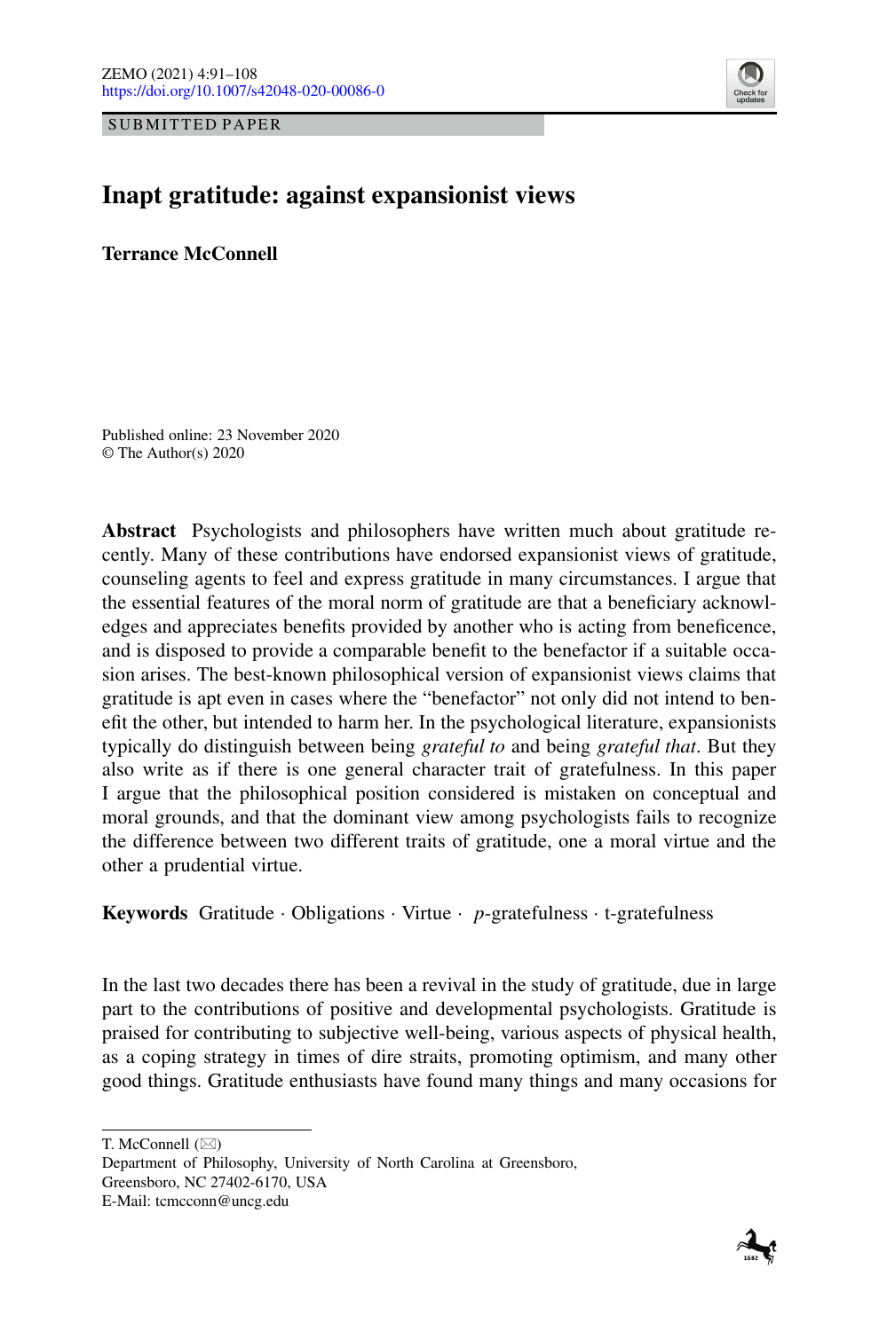SUBMITTED PAPER

# Inapt gratitude: against expansionist views

**Terrance McConnell**

Published online: 23 November 2020
© The Author(s) 2020

**Abstract** Psychologists and philosophers have written much about gratitude recently. Many of these contributions have endorsed expansionist views of gratitude, counseling agents to feel and express gratitude in many circumstances. I argue that the essential features of the moral norm of gratitude are that a beneficiary acknowledges and appreciates benefits provided by another who is acting from beneficence, and is disposed to provide a comparable benefit to the benefactor if a suitable occasion arises. The best-known philosophical version of expansionist views claims that gratitude is apt even in cases where the "benefactor" not only did not intend to benefit the other, but intended to harm her. In the psychological literature, expansionists typically do distinguish between being *grateful to* and being *grateful that*. But they also write as if there is one general character trait of gratefulness. In this paper I argue that the philosophical position considered is mistaken on conceptual and moral grounds, and that the dominant view among psychologists fails to recognize the difference between two different traits of gratitude, one a moral virtue and the other a prudential virtue.

**Keywords** Gratitude · Obligations · Virtue · *p*-gratefulness · t-gratefulness

In the last two decades there has been a revival in the study of gratitude, due in large part to the contributions of positive and developmental psychologists. Gratitude is praised for contributing to subjective well-being, various aspects of physical health, as a coping strategy in times of dire straits, promoting optimism, and many other good things. Gratitude enthusiasts have found many things and many occasions for

---

T. McConnell (✉)
Department of Philosophy, University of North Carolina at Greensboro,
Greensboro, NC 27402-6170, USA
E-Mail: tcmcconn@uncg.edu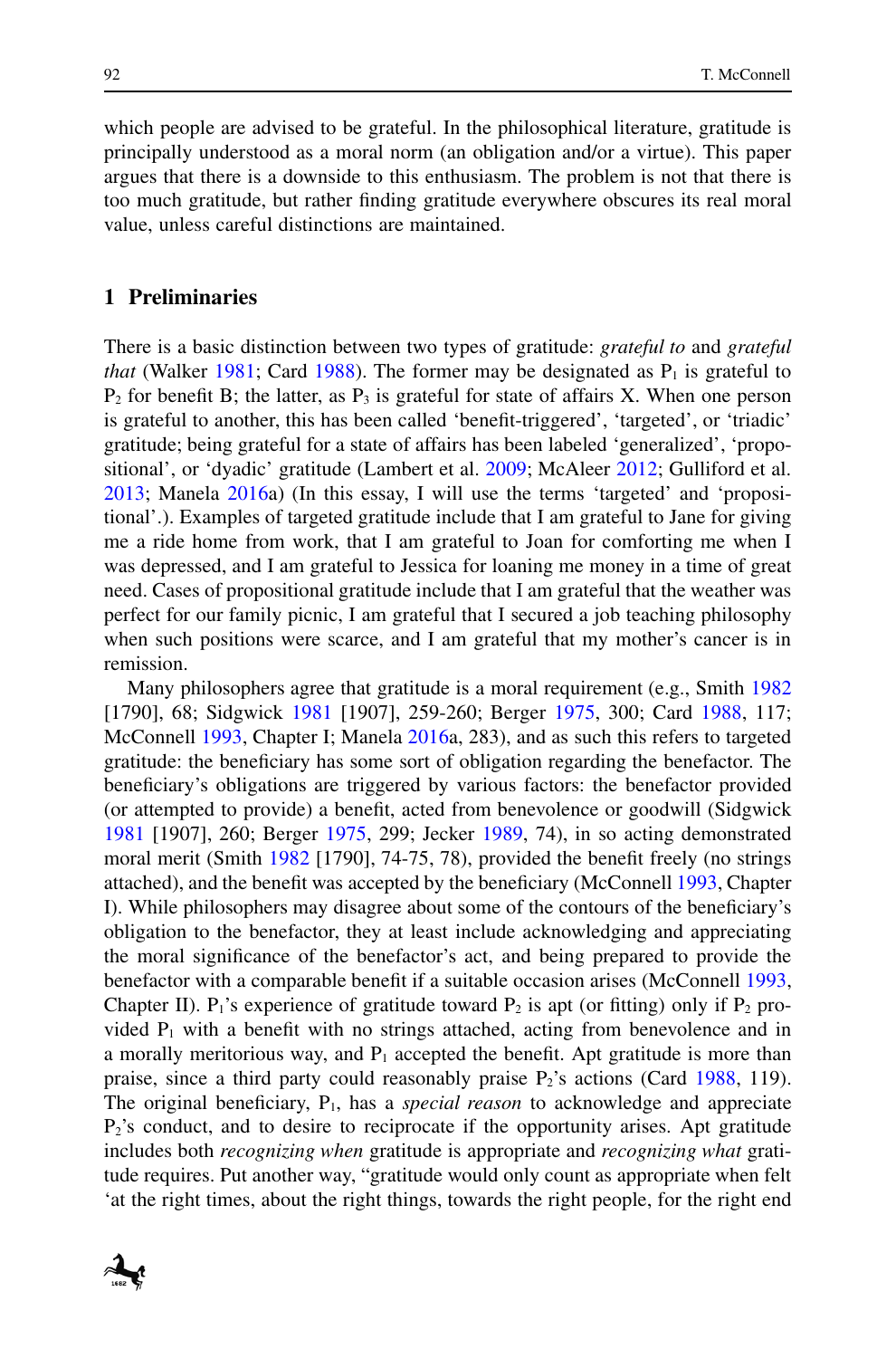which people are advised to be grateful. In the philosophical literature, gratitude is principally understood as a moral norm (an obligation and/or a virtue). This paper argues that there is a downside to this enthusiasm. The problem is not that there is too much gratitude, but rather finding gratitude everywhere obscures its real moral value, unless careful distinctions are maintained.

## 1 Preliminaries

There is a basic distinction between two types of gratitude: *grateful to* and *grateful that* (Walker 1981; Card 1988). The former may be designated as $P_1$ is grateful to $P_2$ for benefit B; the latter, as $P_3$ is grateful for state of affairs X. When one person is grateful to another, this has been called 'benefit-triggered', 'targeted', or 'triadic' gratitude; being grateful for a state of affairs has been labeled 'generalized', 'propositional', or 'dyadic' gratitude (Lambert et al. 2009; McAleer 2012; Gulliford et al. 2013; Manela 2016a) (In this essay, I will use the terms 'targeted' and 'propositional'.). Examples of targeted gratitude include that I am grateful to Jane for giving me a ride home from work, that I am grateful to Joan for comforting me when I was depressed, and I am grateful to Jessica for loaning me money in a time of great need. Cases of propositional gratitude include that I am grateful that the weather was perfect for our family picnic, I am grateful that I secured a job teaching philosophy when such positions were scarce, and I am grateful that my mother's cancer is in remission.

Many philosophers agree that gratitude is a moral requirement (e.g., Smith 1982 [1790], 68; Sidgwick 1981 [1907], 259-260; Berger 1975, 300; Card 1988, 117; McConnell 1993, Chapter I; Manela 2016a, 283), and as such this refers to targeted gratitude: the beneficiary has some sort of obligation regarding the benefactor. The beneficiary's obligations are triggered by various factors: the benefactor provided (or attempted to provide) a benefit, acted from benevolence or goodwill (Sidgwick 1981 [1907], 260; Berger 1975, 299; Jecker 1989, 74), in so acting demonstrated moral merit (Smith 1982 [1790], 74-75, 78), provided the benefit freely (no strings attached), and the benefit was accepted by the beneficiary (McConnell 1993, Chapter I). While philosophers may disagree about some of the contours of the beneficiary's obligation to the benefactor, they at least include acknowledging and appreciating the moral significance of the benefactor's act, and being prepared to provide the benefactor with a comparable benefit if a suitable occasion arises (McConnell 1993, Chapter II). $P_1$'s experience of gratitude toward $P_2$ is apt (or fitting) only if $P_2$ provided $P_1$ with a benefit with no strings attached, acting from benevolence and in a morally meritorious way, and $P_1$ accepted the benefit. Apt gratitude is more than praise, since a third party could reasonably praise $P_2$'s actions (Card 1988, 119). The original beneficiary, $P_1$, has a *special reason* to acknowledge and appreciate $P_2$'s conduct, and to desire to reciprocate if the opportunity arises. Apt gratitude includes both *recognizing when* gratitude is appropriate and *recognizing what* gratitude requires. Put another way, "gratitude would only count as appropriate when felt 'at the right times, about the right things, towards the right people, for the right end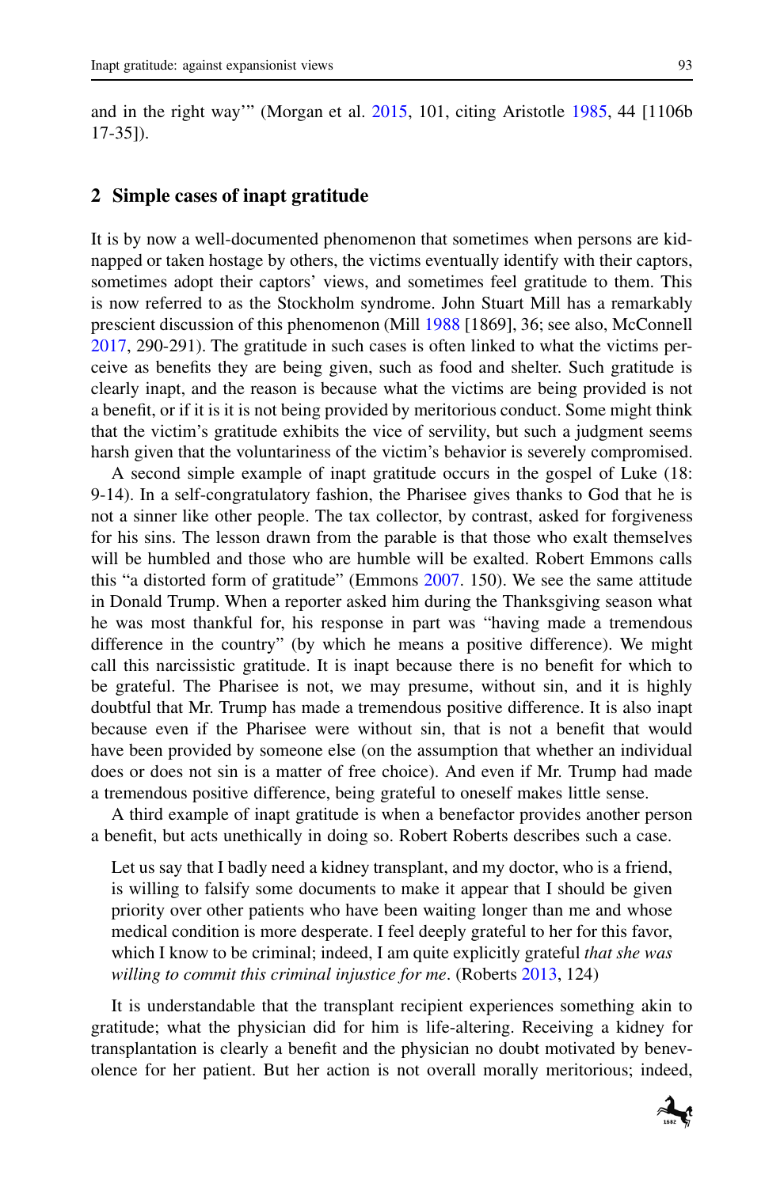and in the right way'" (Morgan et al. 2015, 101, citing Aristotle 1985, 44 [1106b 17-35]).

## 2 Simple cases of inapt gratitude

It is by now a well-documented phenomenon that sometimes when persons are kidnapped or taken hostage by others, the victims eventually identify with their captors, sometimes adopt their captors' views, and sometimes feel gratitude to them. This is now referred to as the Stockholm syndrome. John Stuart Mill has a remarkably prescient discussion of this phenomenon (Mill 1988 [1869], 36; see also, McConnell 2017, 290-291). The gratitude in such cases is often linked to what the victims perceive as benefits they are being given, such as food and shelter. Such gratitude is clearly inapt, and the reason is because what the victims are being provided is not a benefit, or if it is it is not being provided by meritorious conduct. Some might think that the victim's gratitude exhibits the vice of servility, but such a judgment seems harsh given that the voluntariness of the victim's behavior is severely compromised.

A second simple example of inapt gratitude occurs in the gospel of Luke (18: 9-14). In a self-congratulatory fashion, the Pharisee gives thanks to God that he is not a sinner like other people. The tax collector, by contrast, asked for forgiveness for his sins. The lesson drawn from the parable is that those who exalt themselves will be humbled and those who are humble will be exalted. Robert Emmons calls this "a distorted form of gratitude" (Emmons 2007. 150). We see the same attitude in Donald Trump. When a reporter asked him during the Thanksgiving season what he was most thankful for, his response in part was "having made a tremendous difference in the country" (by which he means a positive difference). We might call this narcissistic gratitude. It is inapt because there is no benefit for which to be grateful. The Pharisee is not, we may presume, without sin, and it is highly doubtful that Mr. Trump has made a tremendous positive difference. It is also inapt because even if the Pharisee were without sin, that is not a benefit that would have been provided by someone else (on the assumption that whether an individual does or does not sin is a matter of free choice). And even if Mr. Trump had made a tremendous positive difference, being grateful to oneself makes little sense.

A third example of inapt gratitude is when a benefactor provides another person a benefit, but acts unethically in doing so. Robert Roberts describes such a case.

> Let us say that I badly need a kidney transplant, and my doctor, who is a friend, is willing to falsify some documents to make it appear that I should be given priority over other patients who have been waiting longer than me and whose medical condition is more desperate. I feel deeply grateful to her for this favor, which I know to be criminal; indeed, I am quite explicitly grateful *that she was willing to commit this criminal injustice for me*. (Roberts 2013, 124)

It is understandable that the transplant recipient experiences something akin to gratitude; what the physician did for him is life-altering. Receiving a kidney for transplantation is clearly a benefit and the physician no doubt motivated by benevolence for her patient. But her action is not overall morally meritorious; indeed,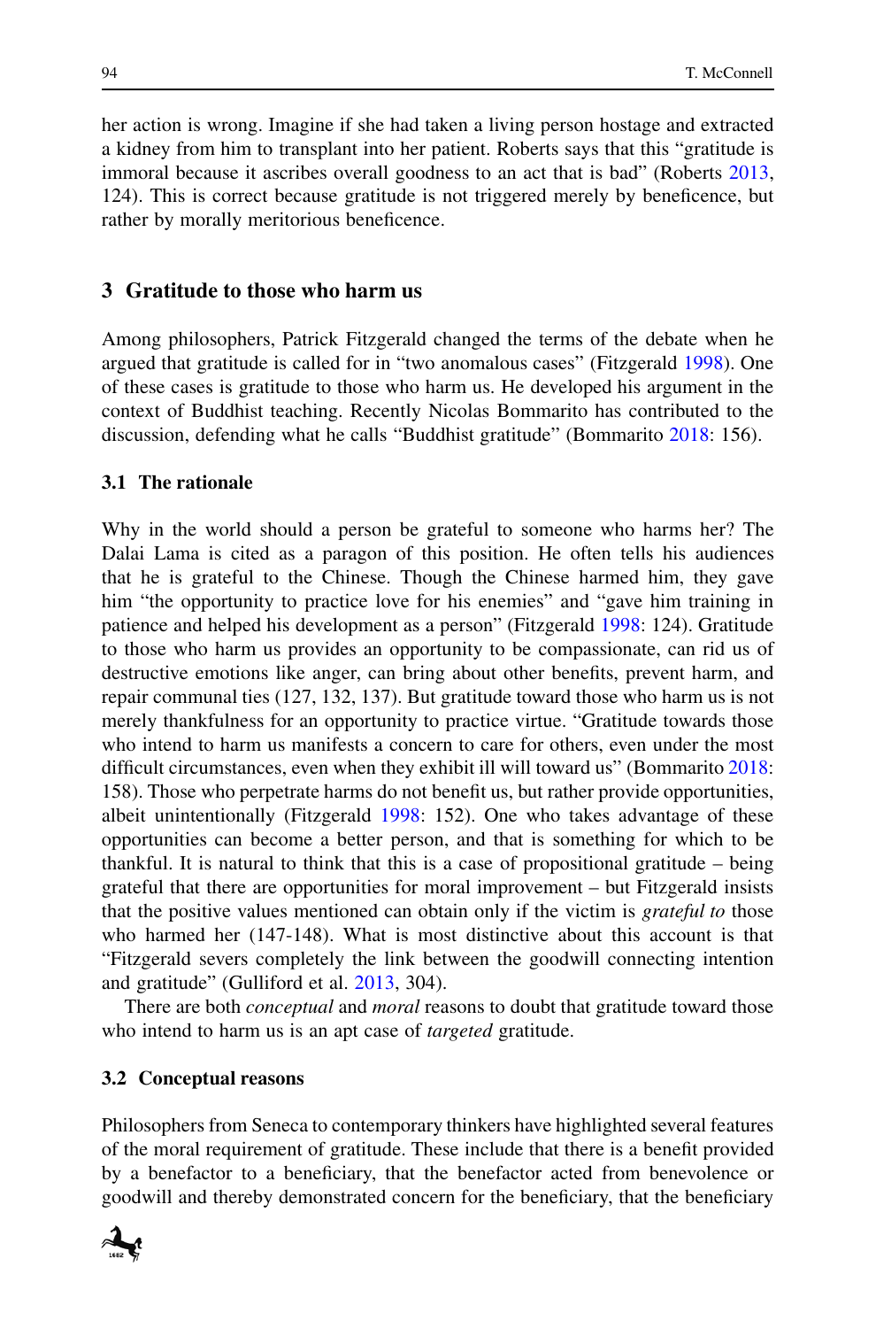her action is wrong. Imagine if she had taken a living person hostage and extracted a kidney from him to transplant into her patient. Roberts says that this "gratitude is immoral because it ascribes overall goodness to an act that is bad" (Roberts 2013, 124). This is correct because gratitude is not triggered merely by beneficence, but rather by morally meritorious beneficence.

## 3 Gratitude to those who harm us

Among philosophers, Patrick Fitzgerald changed the terms of the debate when he argued that gratitude is called for in "two anomalous cases" (Fitzgerald 1998). One of these cases is gratitude to those who harm us. He developed his argument in the context of Buddhist teaching. Recently Nicolas Bommarito has contributed to the discussion, defending what he calls "Buddhist gratitude" (Bommarito 2018: 156).

### 3.1 The rationale

Why in the world should a person be grateful to someone who harms her? The Dalai Lama is cited as a paragon of this position. He often tells his audiences that he is grateful to the Chinese. Though the Chinese harmed him, they gave him "the opportunity to practice love for his enemies" and "gave him training in patience and helped his development as a person" (Fitzgerald 1998: 124). Gratitude to those who harm us provides an opportunity to be compassionate, can rid us of destructive emotions like anger, can bring about other benefits, prevent harm, and repair communal ties (127, 132, 137). But gratitude toward those who harm us is not merely thankfulness for an opportunity to practice virtue. "Gratitude towards those who intend to harm us manifests a concern to care for others, even under the most difficult circumstances, even when they exhibit ill will toward us" (Bommarito 2018: 158). Those who perpetrate harms do not benefit us, but rather provide opportunities, albeit unintentionally (Fitzgerald 1998: 152). One who takes advantage of these opportunities can become a better person, and that is something for which to be thankful. It is natural to think that this is a case of propositional gratitude – being grateful that there are opportunities for moral improvement – but Fitzgerald insists that the positive values mentioned can obtain only if the victim is *grateful to* those who harmed her (147-148). What is most distinctive about this account is that "Fitzgerald severs completely the link between the goodwill connecting intention and gratitude" (Gulliford et al. 2013, 304).

There are both *conceptual* and *moral* reasons to doubt that gratitude toward those who intend to harm us is an apt case of *targeted* gratitude.

### 3.2 Conceptual reasons

Philosophers from Seneca to contemporary thinkers have highlighted several features of the moral requirement of gratitude. These include that there is a benefit provided by a benefactor to a beneficiary, that the benefactor acted from benevolence or goodwill and thereby demonstrated concern for the beneficiary, that the beneficiary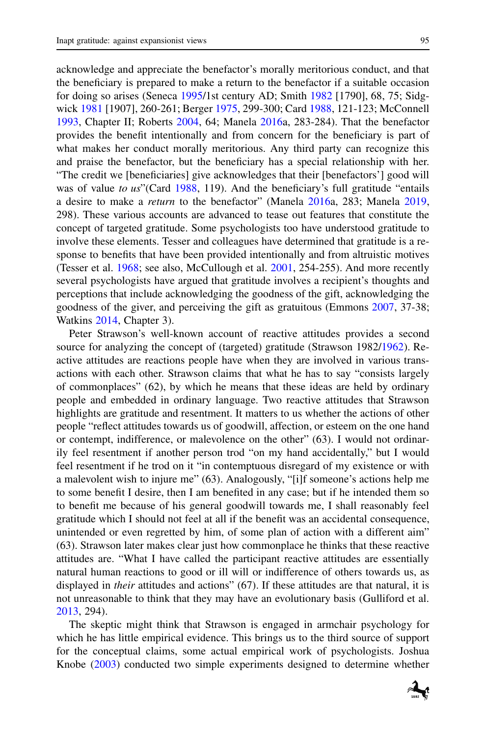acknowledge and appreciate the benefactor's morally meritorious conduct, and that the beneficiary is prepared to make a return to the benefactor if a suitable occasion for doing so arises (Seneca 1995/1st century AD; Smith 1982 [1790], 68, 75; Sidgwick 1981 [1907], 260-261; Berger 1975, 299-300; Card 1988, 121-123; McConnell 1993, Chapter II; Roberts 2004, 64; Manela 2016a, 283-284). That the benefactor provides the benefit intentionally and from concern for the beneficiary is part of what makes her conduct morally meritorious. Any third party can recognize this and praise the benefactor, but the beneficiary has a special relationship with her. "The credit we [beneficiaries] give acknowledges that their [benefactors'] good will was of value *to us*"(Card 1988, 119). And the beneficiary's full gratitude "entails a desire to make a *return* to the benefactor" (Manela 2016a, 283; Manela 2019, 298). These various accounts are advanced to tease out features that constitute the concept of targeted gratitude. Some psychologists too have understood gratitude to involve these elements. Tesser and colleagues have determined that gratitude is a response to benefits that have been provided intentionally and from altruistic motives (Tesser et al. 1968; see also, McCullough et al. 2001, 254-255). And more recently several psychologists have argued that gratitude involves a recipient's thoughts and perceptions that include acknowledging the goodness of the gift, acknowledging the goodness of the giver, and perceiving the gift as gratuitous (Emmons 2007, 37-38; Watkins 2014, Chapter 3).

Peter Strawson's well-known account of reactive attitudes provides a second source for analyzing the concept of (targeted) gratitude (Strawson 1982/1962). Reactive attitudes are reactions people have when they are involved in various transactions with each other. Strawson claims that what he has to say "consists largely of commonplaces" (62), by which he means that these ideas are held by ordinary people and embedded in ordinary language. Two reactive attitudes that Strawson highlights are gratitude and resentment. It matters to us whether the actions of other people "reflect attitudes towards us of goodwill, affection, or esteem on the one hand or contempt, indifference, or malevolence on the other" (63). I would not ordinarily feel resentment if another person trod "on my hand accidentally," but I would feel resentment if he trod on it "in contemptuous disregard of my existence or with a malevolent wish to injure me" (63). Analogously, "[i]f someone's actions help me to some benefit I desire, then I am benefited in any case; but if he intended them so to benefit me because of his general goodwill towards me, I shall reasonably feel gratitude which I should not feel at all if the benefit was an accidental consequence, unintended or even regretted by him, of some plan of action with a different aim" (63). Strawson later makes clear just how commonplace he thinks that these reactive attitudes are. "What I have called the participant reactive attitudes are essentially natural human reactions to good or ill will or indifference of others towards us, as displayed in *their* attitudes and actions" (67). If these attitudes are that natural, it is not unreasonable to think that they may have an evolutionary basis (Gulliford et al. 2013, 294).

The skeptic might think that Strawson is engaged in armchair psychology for which he has little empirical evidence. This brings us to the third source of support for the conceptual claims, some actual empirical work of psychologists. Joshua Knobe (2003) conducted two simple experiments designed to determine whether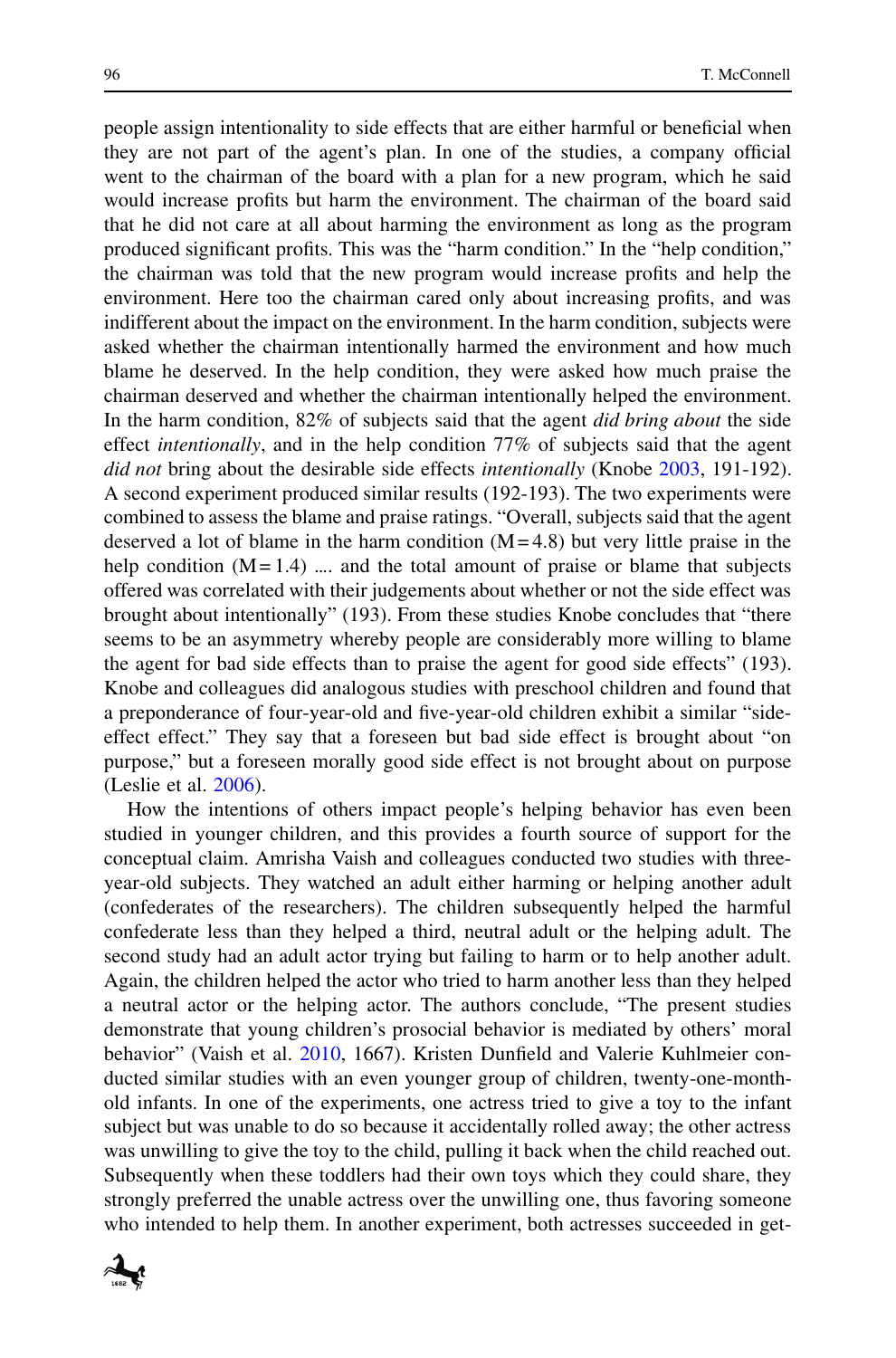people assign intentionality to side effects that are either harmful or beneficial when they are not part of the agent's plan. In one of the studies, a company official went to the chairman of the board with a plan for a new program, which he said would increase profits but harm the environment. The chairman of the board said that he did not care at all about harming the environment as long as the program produced significant profits. This was the "harm condition." In the "help condition," the chairman was told that the new program would increase profits and help the environment. Here too the chairman cared only about increasing profits, and was indifferent about the impact on the environment. In the harm condition, subjects were asked whether the chairman intentionally harmed the environment and how much blame he deserved. In the help condition, they were asked how much praise the chairman deserved and whether the chairman intentionally helped the environment. In the harm condition, 82% of subjects said that the agent *did bring about* the side effect *intentionally*, and in the help condition 77% of subjects said that the agent *did not* bring about the desirable side effects *intentionally* (Knobe 2003, 191-192). A second experiment produced similar results (192-193). The two experiments were combined to assess the blame and praise ratings. "Overall, subjects said that the agent deserved a lot of blame in the harm condition (M = 4.8) but very little praise in the help condition (M = 1.4) .... and the total amount of praise or blame that subjects offered was correlated with their judgements about whether or not the side effect was brought about intentionally" (193). From these studies Knobe concludes that "there seems to be an asymmetry whereby people are considerably more willing to blame the agent for bad side effects than to praise the agent for good side effects" (193). Knobe and colleagues did analogous studies with preschool children and found that a preponderance of four-year-old and five-year-old children exhibit a similar "side-effect effect." They say that a foreseen but bad side effect is brought about "on purpose," but a foreseen morally good side effect is not brought about on purpose (Leslie et al. 2006).

How the intentions of others impact people's helping behavior has even been studied in younger children, and this provides a fourth source of support for the conceptual claim. Amrisha Vaish and colleagues conducted two studies with three-year-old subjects. They watched an adult either harming or helping another adult (confederates of the researchers). The children subsequently helped the harmful confederate less than they helped a third, neutral adult or the helping adult. The second study had an adult actor trying but failing to harm or to help another adult. Again, the children helped the actor who tried to harm another less than they helped a neutral actor or the helping actor. The authors conclude, "The present studies demonstrate that young children's prosocial behavior is mediated by others' moral behavior" (Vaish et al. 2010, 1667). Kristen Dunfield and Valerie Kuhlmeier conducted similar studies with an even younger group of children, twenty-one-month-old infants. In one of the experiments, one actress tried to give a toy to the infant subject but was unable to do so because it accidentally rolled away; the other actress was unwilling to give the toy to the child, pulling it back when the child reached out. Subsequently when these toddlers had their own toys which they could share, they strongly preferred the unable actress over the unwilling one, thus favoring someone who intended to help them. In another experiment, both actresses succeeded in get-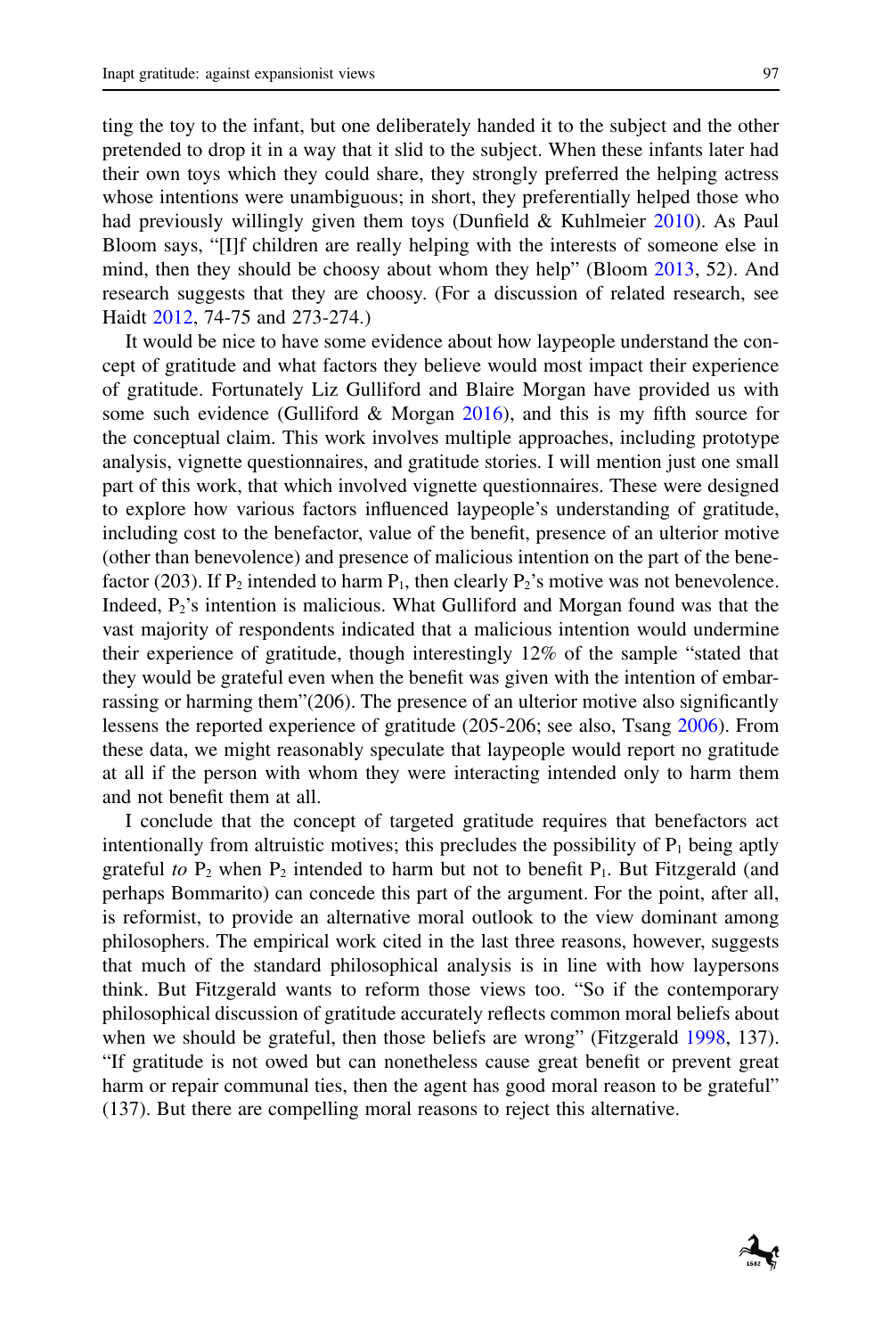ting the toy to the infant, but one deliberately handed it to the subject and the other pretended to drop it in a way that it slid to the subject. When these infants later had their own toys which they could share, they strongly preferred the helping actress whose intentions were unambiguous; in short, they preferentially helped those who had previously willingly given them toys (Dunfield & Kuhlmeier 2010). As Paul Bloom says, "[I]f children are really helping with the interests of someone else in mind, then they should be choosy about whom they help" (Bloom 2013, 52). And research suggests that they are choosy. (For a discussion of related research, see Haidt 2012, 74-75 and 273-274.)

It would be nice to have some evidence about how laypeople understand the concept of gratitude and what factors they believe would most impact their experience of gratitude. Fortunately Liz Gulliford and Blaire Morgan have provided us with some such evidence (Gulliford & Morgan 2016), and this is my fifth source for the conceptual claim. This work involves multiple approaches, including prototype analysis, vignette questionnaires, and gratitude stories. I will mention just one small part of this work, that which involved vignette questionnaires. These were designed to explore how various factors influenced laypeople's understanding of gratitude, including cost to the benefactor, value of the benefit, presence of an ulterior motive (other than benevolence) and presence of malicious intention on the part of the benefactor (203). If $P_2$ intended to harm $P_1$, then clearly $P_2$'s motive was not benevolence. Indeed, $P_2$'s intention is malicious. What Gulliford and Morgan found was that the vast majority of respondents indicated that a malicious intention would undermine their experience of gratitude, though interestingly 12% of the sample "stated that they would be grateful even when the benefit was given with the intention of embarrassing or harming them"(206). The presence of an ulterior motive also significantly lessens the reported experience of gratitude (205-206; see also, Tsang 2006). From these data, we might reasonably speculate that laypeople would report no gratitude at all if the person with whom they were interacting intended only to harm them and not benefit them at all.

I conclude that the concept of targeted gratitude requires that benefactors act intentionally from altruistic motives; this precludes the possibility of $P_1$ being aptly grateful *to* $P_2$ when $P_2$ intended to harm but not to benefit $P_1$. But Fitzgerald (and perhaps Bommarito) can concede this part of the argument. For the point, after all, is reformist, to provide an alternative moral outlook to the view dominant among philosophers. The empirical work cited in the last three reasons, however, suggests that much of the standard philosophical analysis is in line with how laypersons think. But Fitzgerald wants to reform those views too. "So if the contemporary philosophical discussion of gratitude accurately reflects common moral beliefs about when we should be grateful, then those beliefs are wrong" (Fitzgerald 1998, 137). "If gratitude is not owed but can nonetheless cause great benefit or prevent great harm or repair communal ties, then the agent has good moral reason to be grateful" (137). But there are compelling moral reasons to reject this alternative.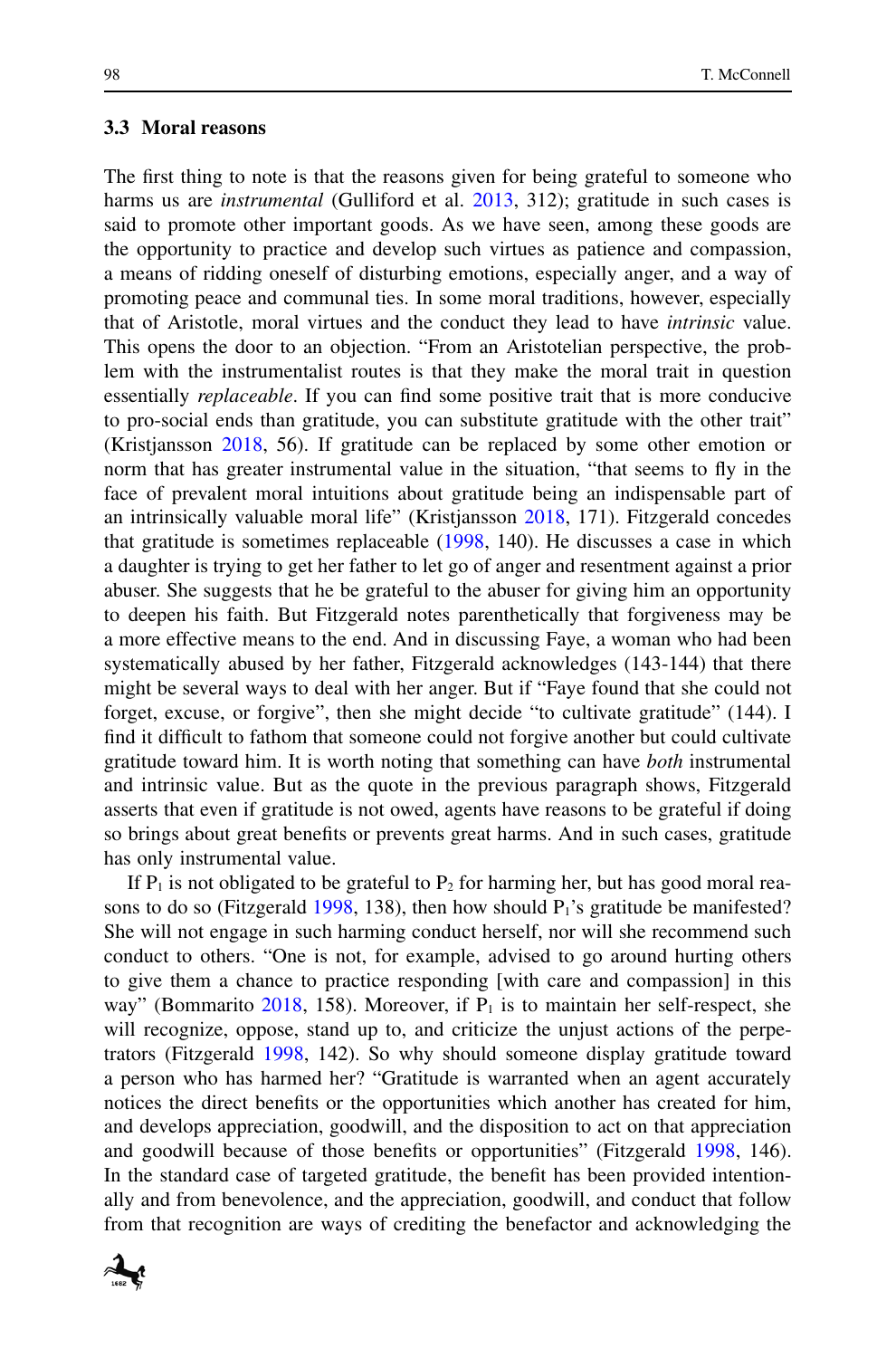### 3.3 Moral reasons

The first thing to note is that the reasons given for being grateful to someone who harms us are *instrumental* (Gulliford et al. 2013, 312); gratitude in such cases is said to promote other important goods. As we have seen, among these goods are the opportunity to practice and develop such virtues as patience and compassion, a means of ridding oneself of disturbing emotions, especially anger, and a way of promoting peace and communal ties. In some moral traditions, however, especially that of Aristotle, moral virtues and the conduct they lead to have *intrinsic* value. This opens the door to an objection. "From an Aristotelian perspective, the problem with the instrumentalist routes is that they make the moral trait in question essentially *replaceable*. If you can find some positive trait that is more conducive to pro-social ends than gratitude, you can substitute gratitude with the other trait" (Kristjansson 2018, 56). If gratitude can be replaced by some other emotion or norm that has greater instrumental value in the situation, "that seems to fly in the face of prevalent moral intuitions about gratitude being an indispensable part of an intrinsically valuable moral life" (Kristjansson 2018, 171). Fitzgerald concedes that gratitude is sometimes replaceable (1998, 140). He discusses a case in which a daughter is trying to get her father to let go of anger and resentment against a prior abuser. She suggests that he be grateful to the abuser for giving him an opportunity to deepen his faith. But Fitzgerald notes parenthetically that forgiveness may be a more effective means to the end. And in discussing Faye, a woman who had been systematically abused by her father, Fitzgerald acknowledges (143-144) that there might be several ways to deal with her anger. But if "Faye found that she could not forget, excuse, or forgive", then she might decide "to cultivate gratitude" (144). I find it difficult to fathom that someone could not forgive another but could cultivate gratitude toward him. It is worth noting that something can have *both* instrumental and intrinsic value. But as the quote in the previous paragraph shows, Fitzgerald asserts that even if gratitude is not owed, agents have reasons to be grateful if doing so brings about great benefits or prevents great harms. And in such cases, gratitude has only instrumental value.

If $P_1$ is not obligated to be grateful to $P_2$ for harming her, but has good moral reasons to do so (Fitzgerald 1998, 138), then how should $P_1$'s gratitude be manifested? She will not engage in such harming conduct herself, nor will she recommend such conduct to others. "One is not, for example, advised to go around hurting others to give them a chance to practice responding [with care and compassion] in this way" (Bommarito 2018, 158). Moreover, if $P_1$ is to maintain her self-respect, she will recognize, oppose, stand up to, and criticize the unjust actions of the perpetrators (Fitzgerald 1998, 142). So why should someone display gratitude toward a person who has harmed her? "Gratitude is warranted when an agent accurately notices the direct benefits or the opportunities which another has created for him, and develops appreciation, goodwill, and the disposition to act on that appreciation and goodwill because of those benefits or opportunities" (Fitzgerald 1998, 146). In the standard case of targeted gratitude, the benefit has been provided intentionally and from benevolence, and the appreciation, goodwill, and conduct that follow from that recognition are ways of crediting the benefactor and acknowledging the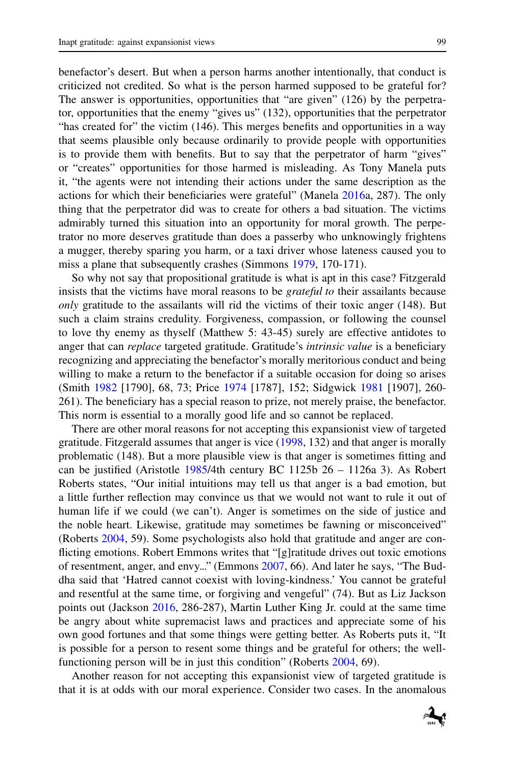benefactor's desert. But when a person harms another intentionally, that conduct is criticized not credited. So what is the person harmed supposed to be grateful for? The answer is opportunities, opportunities that "are given" (126) by the perpetrator, opportunities that the enemy "gives us" (132), opportunities that the perpetrator "has created for" the victim (146). This merges benefits and opportunities in a way that seems plausible only because ordinarily to provide people with opportunities is to provide them with benefits. But to say that the perpetrator of harm "gives" or "creates" opportunities for those harmed is misleading. As Tony Manela puts it, "the agents were not intending their actions under the same description as the actions for which their beneficiaries were grateful" (Manela 2016a, 287). The only thing that the perpetrator did was to create for others a bad situation. The victims admirably turned this situation into an opportunity for moral growth. The perpetrator no more deserves gratitude than does a passerby who unknowingly frightens a mugger, thereby sparing you harm, or a taxi driver whose lateness caused you to miss a plane that subsequently crashes (Simmons 1979, 170-171).

So why not say that propositional gratitude is what is apt in this case? Fitzgerald insists that the victims have moral reasons to be *grateful to* their assailants because *only* gratitude to the assailants will rid the victims of their toxic anger (148). But such a claim strains credulity. Forgiveness, compassion, or following the counsel to love thy enemy as thyself (Matthew 5: 43-45) surely are effective antidotes to anger that can *replace* targeted gratitude. Gratitude's *intrinsic value* is a beneficiary recognizing and appreciating the benefactor's morally meritorious conduct and being willing to make a return to the benefactor if a suitable occasion for doing so arises (Smith 1982 [1790], 68, 73; Price 1974 [1787], 152; Sidgwick 1981 [1907], 260-261). The beneficiary has a special reason to prize, not merely praise, the benefactor. This norm is essential to a morally good life and so cannot be replaced.

There are other moral reasons for not accepting this expansionist view of targeted gratitude. Fitzgerald assumes that anger is vice (1998, 132) and that anger is morally problematic (148). But a more plausible view is that anger is sometimes fitting and can be justified (Aristotle 1985/4th century BC 1125b 26 – 1126a 3). As Robert Roberts states, "Our initial intuitions may tell us that anger is a bad emotion, but a little further reflection may convince us that we would not want to rule it out of human life if we could (we can't). Anger is sometimes on the side of justice and the noble heart. Likewise, gratitude may sometimes be fawning or misconceived" (Roberts 2004, 59). Some psychologists also hold that gratitude and anger are conflicting emotions. Robert Emmons writes that "[g]ratitude drives out toxic emotions of resentment, anger, and envy..." (Emmons 2007, 66). And later he says, "The Buddha said that 'Hatred cannot coexist with loving-kindness.' You cannot be grateful and resentful at the same time, or forgiving and vengeful" (74). But as Liz Jackson points out (Jackson 2016, 286-287), Martin Luther King Jr. could at the same time be angry about white supremacist laws and practices and appreciate some of his own good fortunes and that some things were getting better. As Roberts puts it, "It is possible for a person to resent some things and be grateful for others; the well-functioning person will be in just this condition" (Roberts 2004, 69).

Another reason for not accepting this expansionist view of targeted gratitude is that it is at odds with our moral experience. Consider two cases. In the anomalous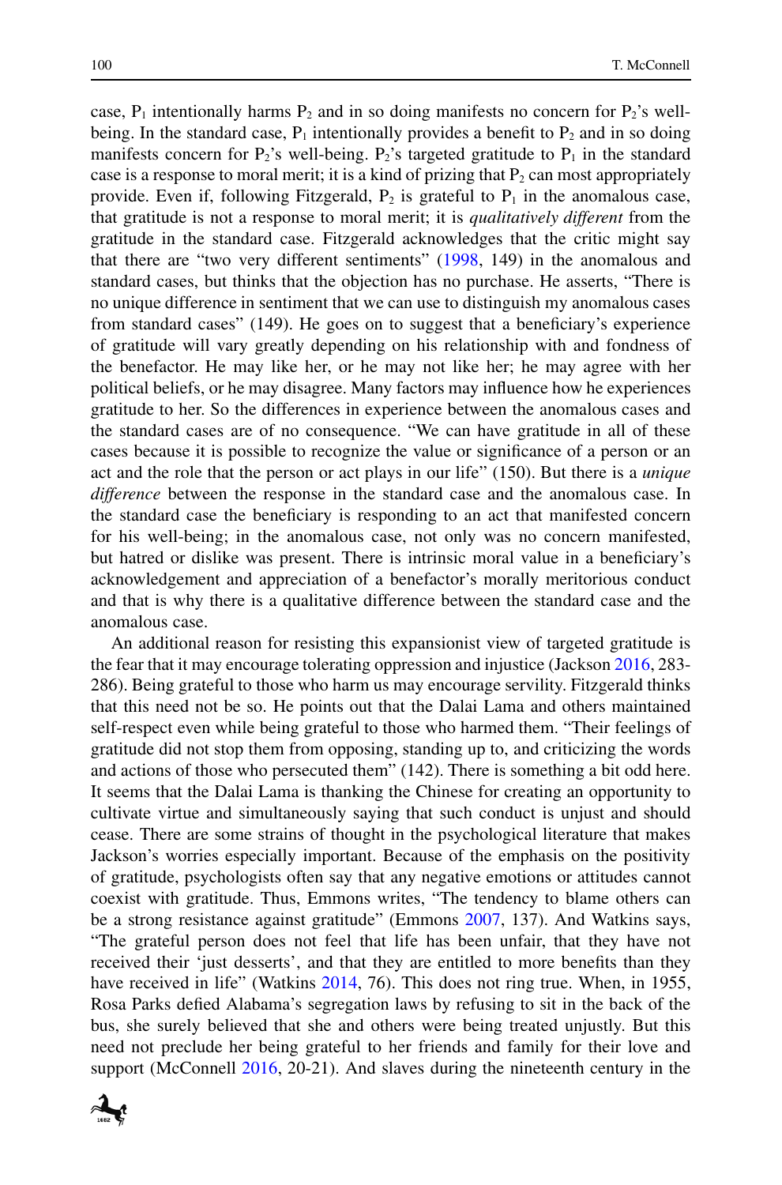case, $P_1$ intentionally harms $P_2$ and in so doing manifests no concern for $P_2$'s well-being. In the standard case, $P_1$ intentionally provides a benefit to $P_2$ and in so doing manifests concern for $P_2$'s well-being. $P_2$'s targeted gratitude to $P_1$ in the standard case is a response to moral merit; it is a kind of prizing that $P_2$ can most appropriately provide. Even if, following Fitzgerald, $P_2$ is grateful to $P_1$ in the anomalous case, that gratitude is not a response to moral merit; it is *qualitatively different* from the gratitude in the standard case. Fitzgerald acknowledges that the critic might say that there are "two very different sentiments" (1998, 149) in the anomalous and standard cases, but thinks that the objection has no purchase. He asserts, "There is no unique difference in sentiment that we can use to distinguish my anomalous cases from standard cases" (149). He goes on to suggest that a beneficiary's experience of gratitude will vary greatly depending on his relationship with and fondness of the benefactor. He may like her, or he may not like her; he may agree with her political beliefs, or he may disagree. Many factors may influence how he experiences gratitude to her. So the differences in experience between the anomalous cases and the standard cases are of no consequence. "We can have gratitude in all of these cases because it is possible to recognize the value or significance of a person or an act and the role that the person or act plays in our life" (150). But there is a *unique difference* between the response in the standard case and the anomalous case. In the standard case the beneficiary is responding to an act that manifested concern for his well-being; in the anomalous case, not only was no concern manifested, but hatred or dislike was present. There is intrinsic moral value in a beneficiary's acknowledgement and appreciation of a benefactor's morally meritorious conduct and that is why there is a qualitative difference between the standard case and the anomalous case.

An additional reason for resisting this expansionist view of targeted gratitude is the fear that it may encourage tolerating oppression and injustice (Jackson 2016, 283-286). Being grateful to those who harm us may encourage servility. Fitzgerald thinks that this need not be so. He points out that the Dalai Lama and others maintained self-respect even while being grateful to those who harmed them. "Their feelings of gratitude did not stop them from opposing, standing up to, and criticizing the words and actions of those who persecuted them" (142). There is something a bit odd here. It seems that the Dalai Lama is thanking the Chinese for creating an opportunity to cultivate virtue and simultaneously saying that such conduct is unjust and should cease. There are some strains of thought in the psychological literature that makes Jackson's worries especially important. Because of the emphasis on the positivity of gratitude, psychologists often say that any negative emotions or attitudes cannot coexist with gratitude. Thus, Emmons writes, "The tendency to blame others can be a strong resistance against gratitude" (Emmons 2007, 137). And Watkins says, "The grateful person does not feel that life has been unfair, that they have not received their 'just desserts', and that they are entitled to more benefits than they have received in life" (Watkins 2014, 76). This does not ring true. When, in 1955, Rosa Parks defied Alabama's segregation laws by refusing to sit in the back of the bus, she surely believed that she and others were being treated unjustly. But this need not preclude her being grateful to her friends and family for their love and support (McConnell 2016, 20-21). And slaves during the nineteenth century in the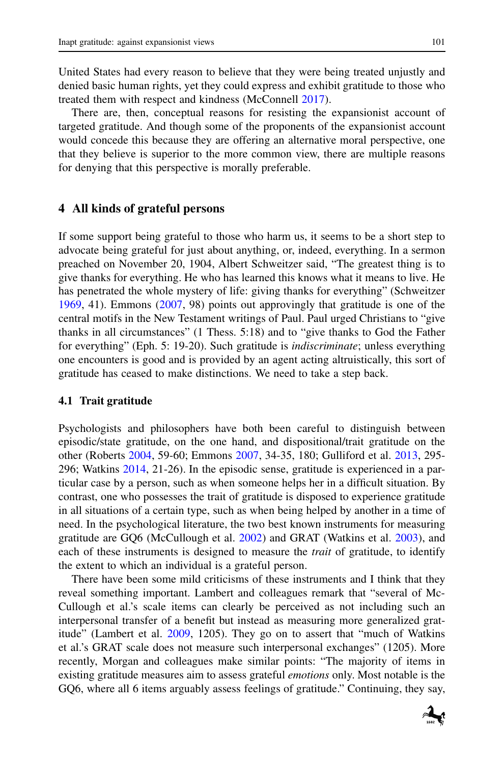United States had every reason to believe that they were being treated unjustly and denied basic human rights, yet they could express and exhibit gratitude to those who treated them with respect and kindness (McConnell 2017).

There are, then, conceptual reasons for resisting the expansionist account of targeted gratitude. And though some of the proponents of the expansionist account would concede this because they are offering an alternative moral perspective, one that they believe is superior to the more common view, there are multiple reasons for denying that this perspective is morally preferable.

## 4 All kinds of grateful persons

If some support being grateful to those who harm us, it seems to be a short step to advocate being grateful for just about anything, or, indeed, everything. In a sermon preached on November 20, 1904, Albert Schweitzer said, "The greatest thing is to give thanks for everything. He who has learned this knows what it means to live. He has penetrated the whole mystery of life: giving thanks for everything" (Schweitzer 1969, 41). Emmons (2007, 98) points out approvingly that gratitude is one of the central motifs in the New Testament writings of Paul. Paul urged Christians to "give thanks in all circumstances" (1 Thess. 5:18) and to "give thanks to God the Father for everything" (Eph. 5: 19-20). Such gratitude is *indiscriminate*; unless everything one encounters is good and is provided by an agent acting altruistically, this sort of gratitude has ceased to make distinctions. We need to take a step back.

### 4.1 Trait gratitude

Psychologists and philosophers have both been careful to distinguish between episodic/state gratitude, on the one hand, and dispositional/trait gratitude on the other (Roberts 2004, 59-60; Emmons 2007, 34-35, 180; Gulliford et al. 2013, 295-296; Watkins 2014, 21-26). In the episodic sense, gratitude is experienced in a particular case by a person, such as when someone helps her in a difficult situation. By contrast, one who possesses the trait of gratitude is disposed to experience gratitude in all situations of a certain type, such as when being helped by another in a time of need. In the psychological literature, the two best known instruments for measuring gratitude are GQ6 (McCullough et al. 2002) and GRAT (Watkins et al. 2003), and each of these instruments is designed to measure the *trait* of gratitude, to identify the extent to which an individual is a grateful person.

There have been some mild criticisms of these instruments and I think that they reveal something important. Lambert and colleagues remark that "several of McCullough et al.'s scale items can clearly be perceived as not including such an interpersonal transfer of a benefit but instead as measuring more generalized gratitude" (Lambert et al. 2009, 1205). They go on to assert that "much of Watkins et al.'s GRAT scale does not measure such interpersonal exchanges" (1205). More recently, Morgan and colleagues make similar points: "The majority of items in existing gratitude measures aim to assess grateful *emotions* only. Most notable is the GQ6, where all 6 items arguably assess feelings of gratitude." Continuing, they say,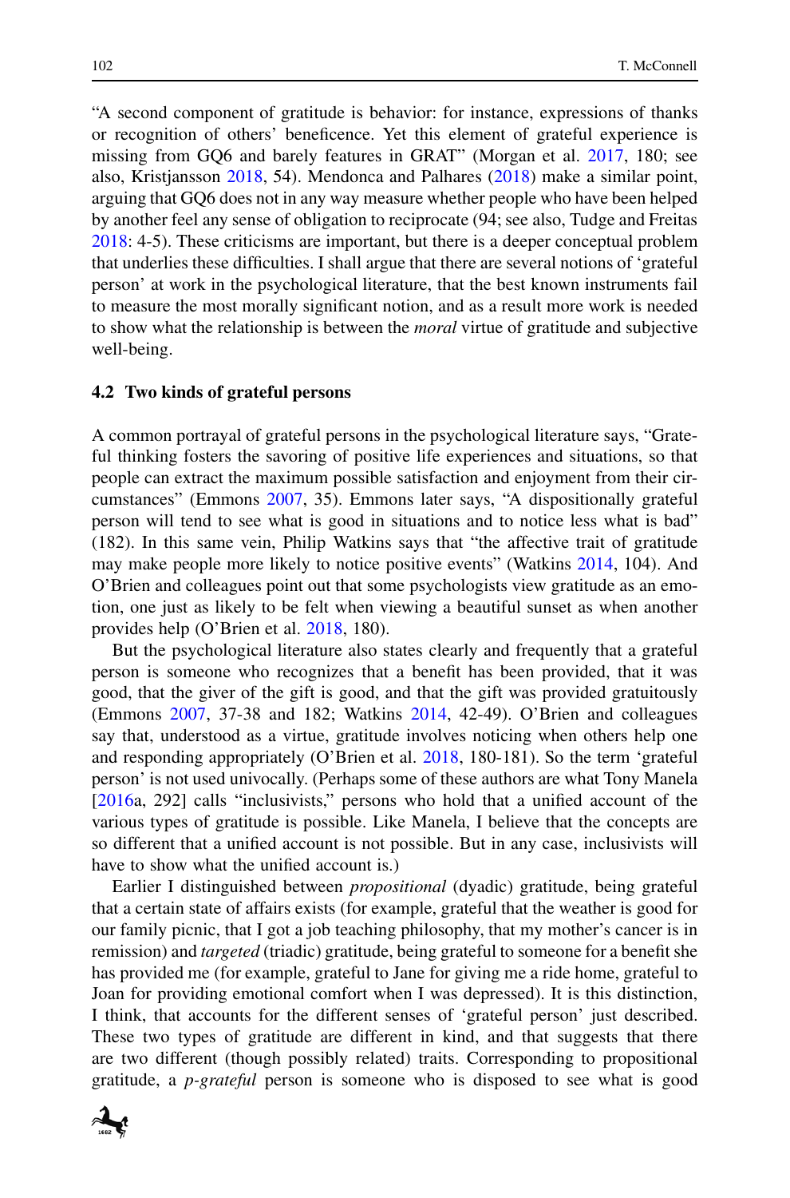"A second component of gratitude is behavior: for instance, expressions of thanks or recognition of others' beneficence. Yet this element of grateful experience is missing from GQ6 and barely features in GRAT" (Morgan et al. 2017, 180; see also, Kristjansson 2018, 54). Mendonca and Palhares (2018) make a similar point, arguing that GQ6 does not in any way measure whether people who have been helped by another feel any sense of obligation to reciprocate (94; see also, Tudge and Freitas 2018: 4-5). These criticisms are important, but there is a deeper conceptual problem that underlies these difficulties. I shall argue that there are several notions of 'grateful person' at work in the psychological literature, that the best known instruments fail to measure the most morally significant notion, and as a result more work is needed to show what the relationship is between the *moral* virtue of gratitude and subjective well-being.

### 4.2 Two kinds of grateful persons

A common portrayal of grateful persons in the psychological literature says, "Grateful thinking fosters the savoring of positive life experiences and situations, so that people can extract the maximum possible satisfaction and enjoyment from their circumstances" (Emmons 2007, 35). Emmons later says, "A dispositionally grateful person will tend to see what is good in situations and to notice less what is bad" (182). In this same vein, Philip Watkins says that "the affective trait of gratitude may make people more likely to notice positive events" (Watkins 2014, 104). And O'Brien and colleagues point out that some psychologists view gratitude as an emotion, one just as likely to be felt when viewing a beautiful sunset as when another provides help (O'Brien et al. 2018, 180).

But the psychological literature also states clearly and frequently that a grateful person is someone who recognizes that a benefit has been provided, that it was good, that the giver of the gift is good, and that the gift was provided gratuitously (Emmons 2007, 37-38 and 182; Watkins 2014, 42-49). O'Brien and colleagues say that, understood as a virtue, gratitude involves noticing when others help one and responding appropriately (O'Brien et al. 2018, 180-181). So the term 'grateful person' is not used univocally. (Perhaps some of these authors are what Tony Manela [2016a, 292] calls "inclusivists," persons who hold that a unified account of the various types of gratitude is possible. Like Manela, I believe that the concepts are so different that a unified account is not possible. But in any case, inclusivists will have to show what the unified account is.)

Earlier I distinguished between *propositional* (dyadic) gratitude, being grateful that a certain state of affairs exists (for example, grateful that the weather is good for our family picnic, that I got a job teaching philosophy, that my mother's cancer is in remission) and *targeted* (triadic) gratitude, being grateful to someone for a benefit she has provided me (for example, grateful to Jane for giving me a ride home, grateful to Joan for providing emotional comfort when I was depressed). It is this distinction, I think, that accounts for the different senses of 'grateful person' just described. These two types of gratitude are different in kind, and that suggests that there are two different (though possibly related) traits. Corresponding to propositional gratitude, a *p-grateful* person is someone who is disposed to see what is good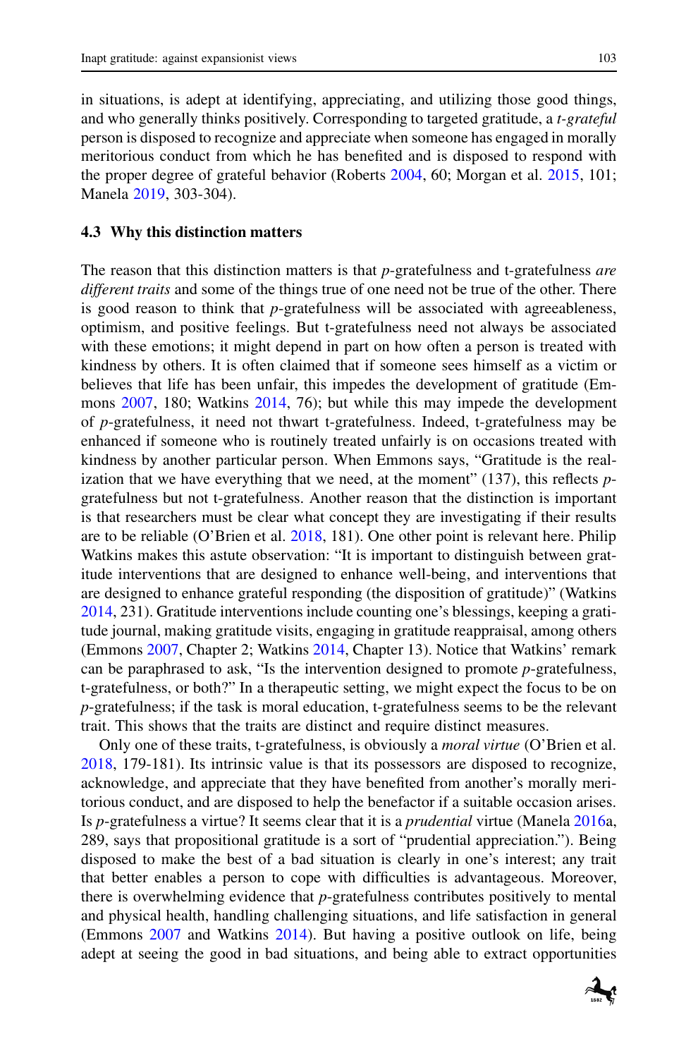in situations, is adept at identifying, appreciating, and utilizing those good things, and who generally thinks positively. Corresponding to targeted gratitude, a *t-grateful* person is disposed to recognize and appreciate when someone has engaged in morally meritorious conduct from which he has benefited and is disposed to respond with the proper degree of grateful behavior (Roberts 2004, 60; Morgan et al. 2015, 101; Manela 2019, 303-304).

### 4.3 Why this distinction matters

The reason that this distinction matters is that *p*-gratefulness and t-gratefulness *are different traits* and some of the things true of one need not be true of the other. There is good reason to think that *p*-gratefulness will be associated with agreeableness, optimism, and positive feelings. But t-gratefulness need not always be associated with these emotions; it might depend in part on how often a person is treated with kindness by others. It is often claimed that if someone sees himself as a victim or believes that life has been unfair, this impedes the development of gratitude (Emmons 2007, 180; Watkins 2014, 76); but while this may impede the development of *p*-gratefulness, it need not thwart t-gratefulness. Indeed, t-gratefulness may be enhanced if someone who is routinely treated unfairly is on occasions treated with kindness by another particular person. When Emmons says, "Gratitude is the realization that we have everything that we need, at the moment" (137), this reflects *p*-gratefulness but not t-gratefulness. Another reason that the distinction is important is that researchers must be clear what concept they are investigating if their results are to be reliable (O'Brien et al. 2018, 181). One other point is relevant here. Philip Watkins makes this astute observation: "It is important to distinguish between gratitude interventions that are designed to enhance well-being, and interventions that are designed to enhance grateful responding (the disposition of gratitude)" (Watkins 2014, 231). Gratitude interventions include counting one's blessings, keeping a gratitude journal, making gratitude visits, engaging in gratitude reappraisal, among others (Emmons 2007, Chapter 2; Watkins 2014, Chapter 13). Notice that Watkins' remark can be paraphrased to ask, "Is the intervention designed to promote *p*-gratefulness, t-gratefulness, or both?" In a therapeutic setting, we might expect the focus to be on *p*-gratefulness; if the task is moral education, t-gratefulness seems to be the relevant trait. This shows that the traits are distinct and require distinct measures.

Only one of these traits, t-gratefulness, is obviously a *moral virtue* (O'Brien et al. 2018, 179-181). Its intrinsic value is that its possessors are disposed to recognize, acknowledge, and appreciate that they have benefited from another's morally meritorious conduct, and are disposed to help the benefactor if a suitable occasion arises. Is *p*-gratefulness a virtue? It seems clear that it is a *prudential* virtue (Manela 2016a, 289, says that propositional gratitude is a sort of "prudential appreciation."). Being disposed to make the best of a bad situation is clearly in one's interest; any trait that better enables a person to cope with difficulties is advantageous. Moreover, there is overwhelming evidence that *p*-gratefulness contributes positively to mental and physical health, handling challenging situations, and life satisfaction in general (Emmons 2007 and Watkins 2014). But having a positive outlook on life, being adept at seeing the good in bad situations, and being able to extract opportunities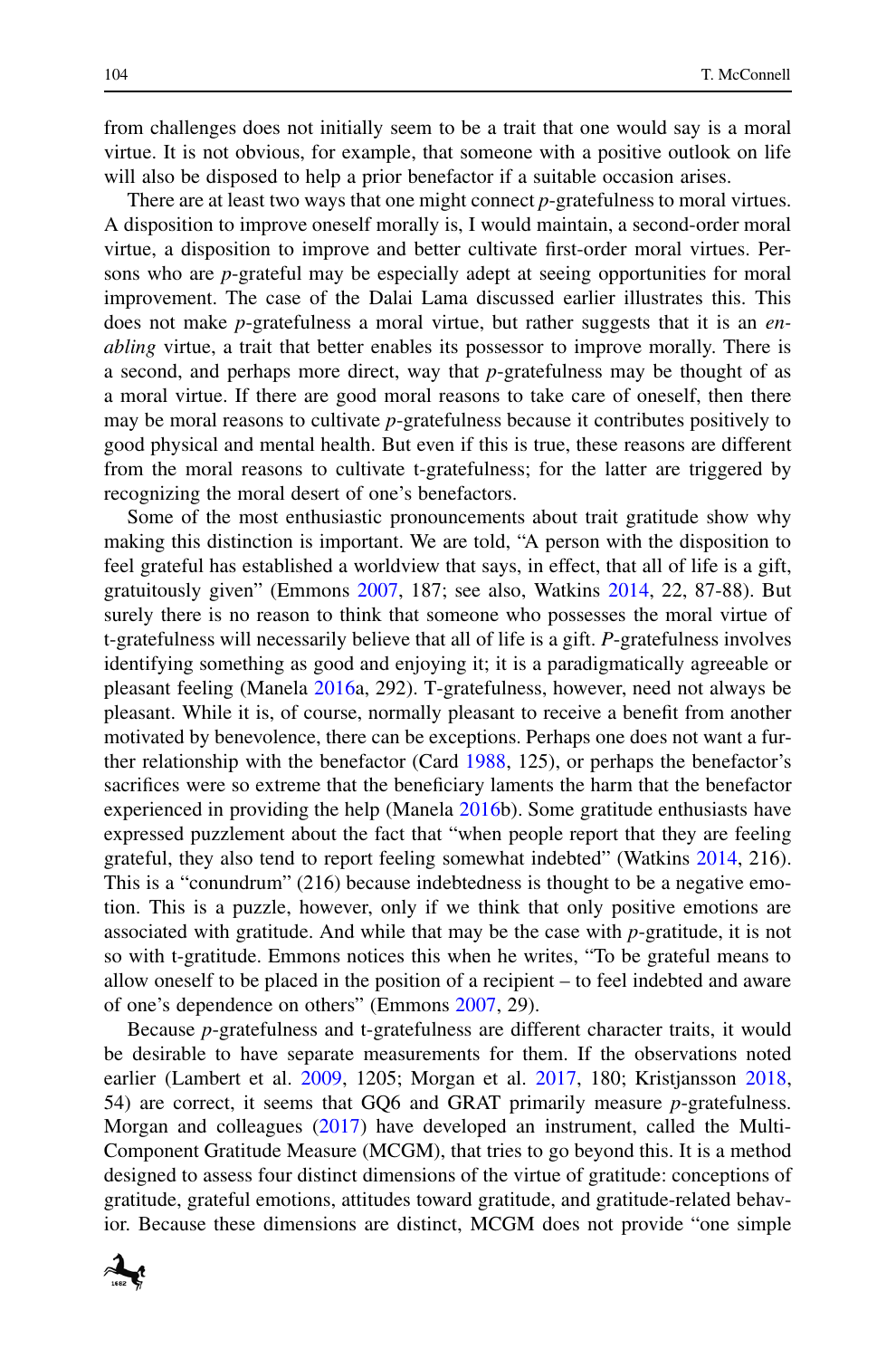from challenges does not initially seem to be a trait that one would say is a moral virtue. It is not obvious, for example, that someone with a positive outlook on life will also be disposed to help a prior benefactor if a suitable occasion arises.

There are at least two ways that one might connect *p*-gratefulness to moral virtues. A disposition to improve oneself morally is, I would maintain, a second-order moral virtue, a disposition to improve and better cultivate first-order moral virtues. Persons who are *p*-grateful may be especially adept at seeing opportunities for moral improvement. The case of the Dalai Lama discussed earlier illustrates this. This does not make *p*-gratefulness a moral virtue, but rather suggests that it is an *enabling* virtue, a trait that better enables its possessor to improve morally. There is a second, and perhaps more direct, way that *p*-gratefulness may be thought of as a moral virtue. If there are good moral reasons to take care of oneself, then there may be moral reasons to cultivate *p*-gratefulness because it contributes positively to good physical and mental health. But even if this is true, these reasons are different from the moral reasons to cultivate t-gratefulness; for the latter are triggered by recognizing the moral desert of one's benefactors.

Some of the most enthusiastic pronouncements about trait gratitude show why making this distinction is important. We are told, "A person with the disposition to feel grateful has established a worldview that says, in effect, that all of life is a gift, gratuitously given" (Emmons 2007, 187; see also, Watkins 2014, 22, 87-88). But surely there is no reason to think that someone who possesses the moral virtue of t-gratefulness will necessarily believe that all of life is a gift. *P*-gratefulness involves identifying something as good and enjoying it; it is a paradigmatically agreeable or pleasant feeling (Manela 2016a, 292). T-gratefulness, however, need not always be pleasant. While it is, of course, normally pleasant to receive a benefit from another motivated by benevolence, there can be exceptions. Perhaps one does not want a further relationship with the benefactor (Card 1988, 125), or perhaps the benefactor's sacrifices were so extreme that the beneficiary laments the harm that the benefactor experienced in providing the help (Manela 2016b). Some gratitude enthusiasts have expressed puzzlement about the fact that "when people report that they are feeling grateful, they also tend to report feeling somewhat indebted" (Watkins 2014, 216). This is a "conundrum" (216) because indebtedness is thought to be a negative emotion. This is a puzzle, however, only if we think that only positive emotions are associated with gratitude. And while that may be the case with *p*-gratitude, it is not so with t-gratitude. Emmons notices this when he writes, "To be grateful means to allow oneself to be placed in the position of a recipient – to feel indebted and aware of one's dependence on others" (Emmons 2007, 29).

Because *p*-gratefulness and t-gratefulness are different character traits, it would be desirable to have separate measurements for them. If the observations noted earlier (Lambert et al. 2009, 1205; Morgan et al. 2017, 180; Kristjansson 2018, 54) are correct, it seems that GQ6 and GRAT primarily measure *p*-gratefulness. Morgan and colleagues (2017) have developed an instrument, called the Multi-Component Gratitude Measure (MCGM), that tries to go beyond this. It is a method designed to assess four distinct dimensions of the virtue of gratitude: conceptions of gratitude, grateful emotions, attitudes toward gratitude, and gratitude-related behavior. Because these dimensions are distinct, MCGM does not provide "one simple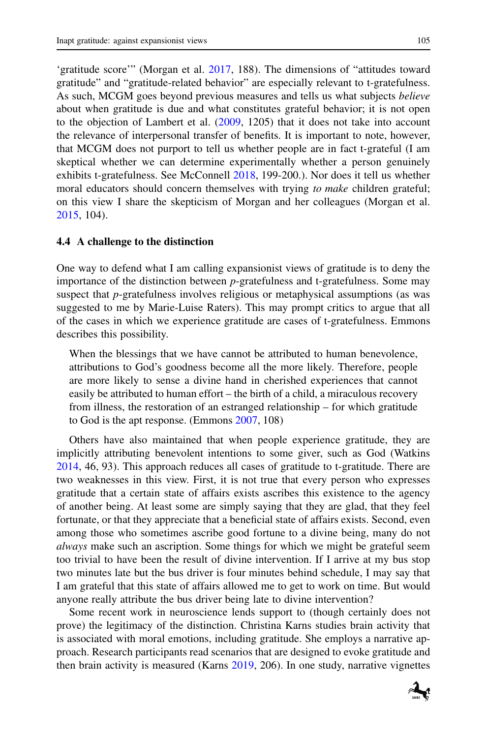'gratitude score'" (Morgan et al. 2017, 188). The dimensions of "attitudes toward gratitude" and "gratitude-related behavior" are especially relevant to t-gratefulness. As such, MCGM goes beyond previous measures and tells us what subjects *believe* about when gratitude is due and what constitutes grateful behavior; it is not open to the objection of Lambert et al. (2009, 1205) that it does not take into account the relevance of interpersonal transfer of benefits. It is important to note, however, that MCGM does not purport to tell us whether people are in fact t-grateful (I am skeptical whether we can determine experimentally whether a person genuinely exhibits t-gratefulness. See McConnell 2018, 199-200.). Nor does it tell us whether moral educators should concern themselves with trying *to make* children grateful; on this view I share the skepticism of Morgan and her colleagues (Morgan et al. 2015, 104).

### 4.4 A challenge to the distinction

One way to defend what I am calling expansionist views of gratitude is to deny the importance of the distinction between *p*-gratefulness and t-gratefulness. Some may suspect that *p*-gratefulness involves religious or metaphysical assumptions (as was suggested to me by Marie-Luise Raters). This may prompt critics to argue that all of the cases in which we experience gratitude are cases of t-gratefulness. Emmons describes this possibility.

> When the blessings that we have cannot be attributed to human benevolence, attributions to God's goodness become all the more likely. Therefore, people are more likely to sense a divine hand in cherished experiences that cannot easily be attributed to human effort – the birth of a child, a miraculous recovery from illness, the restoration of an estranged relationship – for which gratitude to God is the apt response. (Emmons 2007, 108)

Others have also maintained that when people experience gratitude, they are implicitly attributing benevolent intentions to some giver, such as God (Watkins 2014, 46, 93). This approach reduces all cases of gratitude to t-gratitude. There are two weaknesses in this view. First, it is not true that every person who expresses gratitude that a certain state of affairs exists ascribes this existence to the agency of another being. At least some are simply saying that they are glad, that they feel fortunate, or that they appreciate that a beneficial state of affairs exists. Second, even among those who sometimes ascribe good fortune to a divine being, many do not *always* make such an ascription. Some things for which we might be grateful seem too trivial to have been the result of divine intervention. If I arrive at my bus stop two minutes late but the bus driver is four minutes behind schedule, I may say that I am grateful that this state of affairs allowed me to get to work on time. But would anyone really attribute the bus driver being late to divine intervention?

Some recent work in neuroscience lends support to (though certainly does not prove) the legitimacy of the distinction. Christina Karns studies brain activity that is associated with moral emotions, including gratitude. She employs a narrative approach. Research participants read scenarios that are designed to evoke gratitude and then brain activity is measured (Karns 2019, 206). In one study, narrative vignettes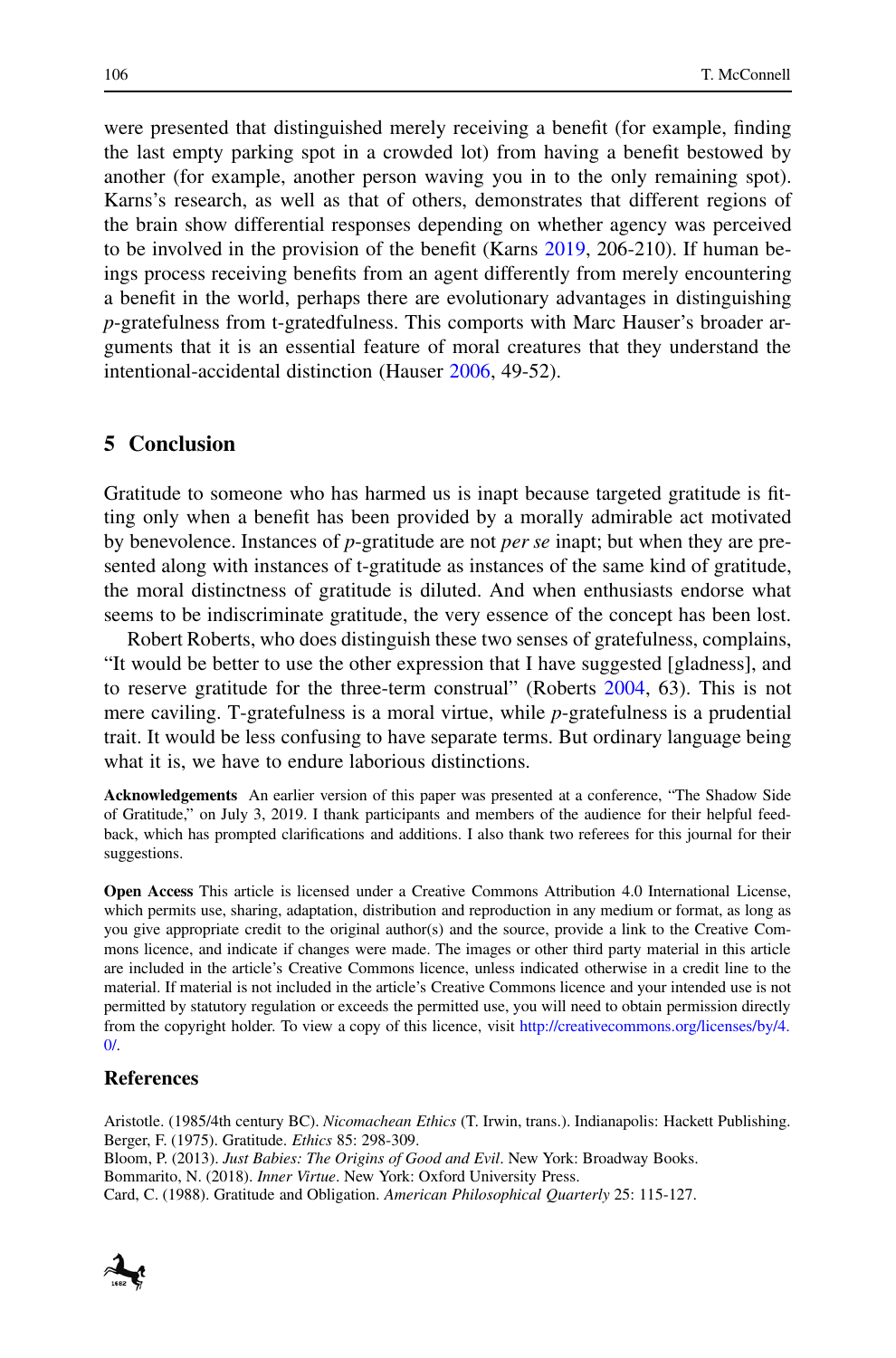were presented that distinguished merely receiving a benefit (for example, finding the last empty parking spot in a crowded lot) from having a benefit bestowed by another (for example, another person waving you in to the only remaining spot). Karns's research, as well as that of others, demonstrates that different regions of the brain show differential responses depending on whether agency was perceived to be involved in the provision of the benefit (Karns 2019, 206-210). If human beings process receiving benefits from an agent differently from merely encountering a benefit in the world, perhaps there are evolutionary advantages in distinguishing *p*-gratefulness from t-gratedfulness. This comports with Marc Hauser's broader arguments that it is an essential feature of moral creatures that they understand the intentional-accidental distinction (Hauser 2006, 49-52).

## 5 Conclusion

Gratitude to someone who has harmed us is inapt because targeted gratitude is fitting only when a benefit has been provided by a morally admirable act motivated by benevolence. Instances of *p*-gratitude are not *per se* inapt; but when they are presented along with instances of t-gratitude as instances of the same kind of gratitude, the moral distinctness of gratitude is diluted. And when enthusiasts endorse what seems to be indiscriminate gratitude, the very essence of the concept has been lost.

Robert Roberts, who does distinguish these two senses of gratefulness, complains, "It would be better to use the other expression that I have suggested [gladness], and to reserve gratitude for the three-term construal" (Roberts 2004, 63). This is not mere caviling. T-gratefulness is a moral virtue, while *p*-gratefulness is a prudential trait. It would be less confusing to have separate terms. But ordinary language being what it is, we have to endure laborious distinctions.

**Acknowledgements** An earlier version of this paper was presented at a conference, "The Shadow Side of Gratitude," on July 3, 2019. I thank participants and members of the audience for their helpful feedback, which has prompted clarifications and additions. I also thank two referees for this journal for their suggestions.

**Open Access** This article is licensed under a Creative Commons Attribution 4.0 International License, which permits use, sharing, adaptation, distribution and reproduction in any medium or format, as long as you give appropriate credit to the original author(s) and the source, provide a link to the Creative Commons licence, and indicate if changes were made. The images or other third party material in this article are included in the article's Creative Commons licence, unless indicated otherwise in a credit line to the material. If material is not included in the article's Creative Commons licence and your intended use is not permitted by statutory regulation or exceeds the permitted use, you will need to obtain permission directly from the copyright holder. To view a copy of this licence, visit http://creativecommons.org/licenses/by/4.0/.

## References

Aristotle. (1985/4th century BC). *Nicomachean Ethics* (T. Irwin, trans.). Indianapolis: Hackett Publishing.
Berger, F. (1975). Gratitude. *Ethics* 85: 298-309.
Bloom, P. (2013). *Just Babies: The Origins of Good and Evil*. New York: Broadway Books.
Bommarito, N. (2018). *Inner Virtue*. New York: Oxford University Press.
Card, C. (1988). Gratitude and Obligation. *American Philosophical Quarterly* 25: 115-127.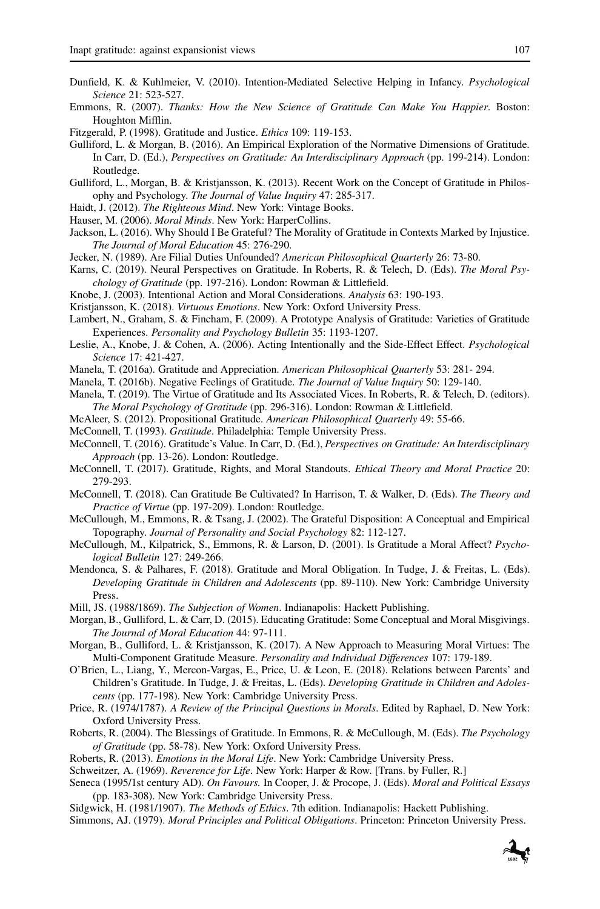Dunfield, K. & Kuhlmeier, V. (2010). Intention-Mediated Selective Helping in Infancy. *Psychological Science* 21: 523-527.

Emmons, R. (2007). *Thanks: How the New Science of Gratitude Can Make You Happier*. Boston: Houghton Mifflin.

Fitzgerald, P. (1998). Gratitude and Justice. *Ethics* 109: 119-153.

Gulliford, L. & Morgan, B. (2016). An Empirical Exploration of the Normative Dimensions of Gratitude. In Carr, D. (Ed.), *Perspectives on Gratitude: An Interdisciplinary Approach* (pp. 199-214). London: Routledge.

Gulliford, L., Morgan, B. & Kristjansson, K. (2013). Recent Work on the Concept of Gratitude in Philosophy and Psychology. *The Journal of Value Inquiry* 47: 285-317.

Haidt, J. (2012). *The Righteous Mind*. New York: Vintage Books.

Hauser, M. (2006). *Moral Minds*. New York: HarperCollins.

Jackson, L. (2016). Why Should I Be Grateful? The Morality of Gratitude in Contexts Marked by Injustice. *The Journal of Moral Education* 45: 276-290.

Jecker, N. (1989). Are Filial Duties Unfounded? *American Philosophical Quarterly* 26: 73-80.

Karns, C. (2019). Neural Perspectives on Gratitude. In Roberts, R. & Telech, D. (Eds). *The Moral Psychology of Gratitude* (pp. 197-216). London: Rowman & Littlefield.

Knobe, J. (2003). Intentional Action and Moral Considerations. *Analysis* 63: 190-193.

Kristjansson, K. (2018). *Virtuous Emotions*. New York: Oxford University Press.

Lambert, N., Graham, S. & Fincham, F. (2009). A Prototype Analysis of Gratitude: Varieties of Gratitude Experiences. *Personality and Psychology Bulletin* 35: 1193-1207.

Leslie, A., Knobe, J. & Cohen, A. (2006). Acting Intentionally and the Side-Effect Effect. *Psychological Science* 17: 421-427.

Manela, T. (2016a). Gratitude and Appreciation. *American Philosophical Quarterly* 53: 281- 294.

Manela, T. (2016b). Negative Feelings of Gratitude. *The Journal of Value Inquiry* 50: 129-140.

Manela, T. (2019). The Virtue of Gratitude and Its Associated Vices. In Roberts, R. & Telech, D. (editors). *The Moral Psychology of Gratitude* (pp. 296-316). London: Rowman & Littlefield.

McAleer, S. (2012). Propositional Gratitude. *American Philosophical Quarterly* 49: 55-66.

McConnell, T. (1993). *Gratitude*. Philadelphia: Temple University Press.

McConnell, T. (2016). Gratitude's Value. In Carr, D. (Ed.), *Perspectives on Gratitude: An Interdisciplinary Approach* (pp. 13-26). London: Routledge.

McConnell, T. (2017). Gratitude, Rights, and Moral Standouts. *Ethical Theory and Moral Practice* 20: 279-293.

McConnell, T. (2018). Can Gratitude Be Cultivated? In Harrison, T. & Walker, D. (Eds). *The Theory and Practice of Virtue* (pp. 197-209). London: Routledge.

McCullough, M., Emmons, R. & Tsang, J. (2002). The Grateful Disposition: A Conceptual and Empirical Topography. *Journal of Personality and Social Psychology* 82: 112-127.

McCullough, M., Kilpatrick, S., Emmons, R. & Larson, D. (2001). Is Gratitude a Moral Affect? *Psychological Bulletin* 127: 249-266.

Mendonca, S. & Palhares, F. (2018). Gratitude and Moral Obligation. In Tudge, J. & Freitas, L. (Eds). *Developing Gratitude in Children and Adolescents* (pp. 89-110). New York: Cambridge University Press.

Mill, JS. (1988/1869). *The Subjection of Women*. Indianapolis: Hackett Publishing.

Morgan, B., Gulliford, L. & Carr, D. (2015). Educating Gratitude: Some Conceptual and Moral Misgivings. *The Journal of Moral Education* 44: 97-111.

Morgan, B., Gulliford, L. & Kristjansson, K. (2017). A New Approach to Measuring Moral Virtues: The Multi-Component Gratitude Measure. *Personality and Individual Differences* 107: 179-189.

O'Brien, L., Liang, Y., Mercon-Vargas, E., Price, U. & Leon, E. (2018). Relations between Parents' and Children's Gratitude. In Tudge, J. & Freitas, L. (Eds). *Developing Gratitude in Children and Adolescents* (pp. 177-198). New York: Cambridge University Press.

Price, R. (1974/1787). *A Review of the Principal Questions in Morals*. Edited by Raphael, D. New York: Oxford University Press.

Roberts, R. (2004). The Blessings of Gratitude. In Emmons, R. & McCullough, M. (Eds). *The Psychology of Gratitude* (pp. 58-78). New York: Oxford University Press.

Roberts, R. (2013). *Emotions in the Moral Life*. New York: Cambridge University Press.

Schweitzer, A. (1969). *Reverence for Life*. New York: Harper & Row. [Trans. by Fuller, R.]

Seneca (1995/1st century AD). *On Favours.* In Cooper, J. & Procope, J. (Eds). *Moral and Political Essays* (pp. 183-308). New York: Cambridge University Press.

Sidgwick, H. (1981/1907). *The Methods of Ethics*. 7th edition. Indianapolis: Hackett Publishing.

Simmons, AJ. (1979). *Moral Principles and Political Obligations*. Princeton: Princeton University Press.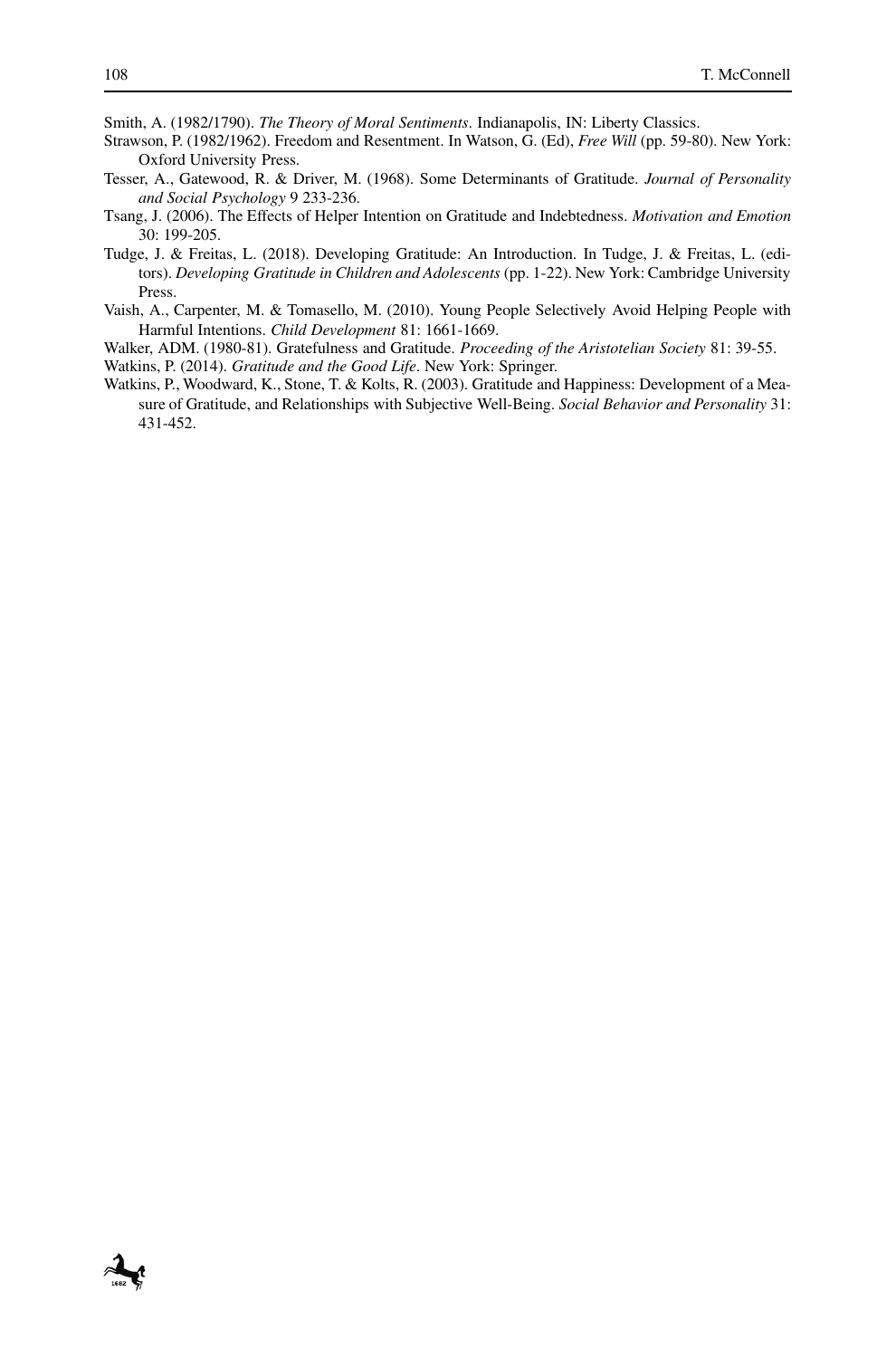Smith, A. (1982/1790). *The Theory of Moral Sentiments*. Indianapolis, IN: Liberty Classics.

Strawson, P. (1982/1962). Freedom and Resentment. In Watson, G. (Ed), *Free Will* (pp. 59-80). New York: Oxford University Press.

Tesser, A., Gatewood, R. & Driver, M. (1968). Some Determinants of Gratitude. *Journal of Personality and Social Psychology* 9 233-236.

Tsang, J. (2006). The Effects of Helper Intention on Gratitude and Indebtedness. *Motivation and Emotion* 30: 199-205.

Tudge, J. & Freitas, L. (2018). Developing Gratitude: An Introduction. In Tudge, J. & Freitas, L. (editors). *Developing Gratitude in Children and Adolescents* (pp. 1-22). New York: Cambridge University Press.

Vaish, A., Carpenter, M. & Tomasello, M. (2010). Young People Selectively Avoid Helping People with Harmful Intentions. *Child Development* 81: 1661-1669.

Walker, ADM. (1980-81). Gratefulness and Gratitude. *Proceeding of the Aristotelian Society* 81: 39-55.

Watkins, P. (2014). *Gratitude and the Good Life*. New York: Springer.

Watkins, P., Woodward, K., Stone, T. & Kolts, R. (2003). Gratitude and Happiness: Development of a Measure of Gratitude, and Relationships with Subjective Well-Being. *Social Behavior and Personality* 31: 431-452.